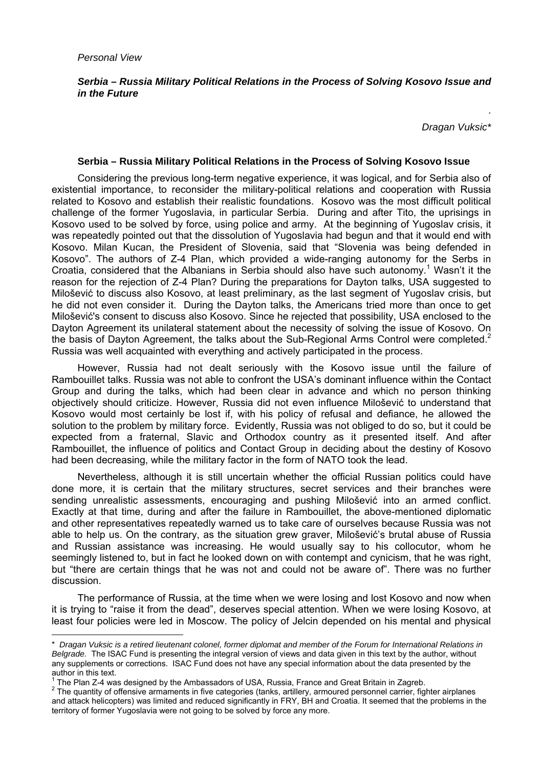*Personal View*

## *Serbia – Russia Military Political Relations in the Process of Solving Kosovo Issue and in the Future*

*Dragan Vuksic**

### Serbia – Russia Military Political Relations in the Process of Solving Kosovo Issue

Considering the previous long-term negative experience, it was logical, and for Serbia also of existential importance, to reconsider the military-political relations and cooperation with Russia related to Kosovo and establish their realistic foundations. Kosovo was the most difficult political challenge of the former Yugoslavia, in particular Serbia. During and after Tito, the uprisings in Kosovo used to be solved by force, using police and army. At the beginning of Yugoslav crisis, it was repeatedly pointed out that the dissolution of Yugoslavia had begun and that it would end with Kosovo. Milan Kucan, the President of Slovenia, said that "Slovenia was being defended in Kosovo". The authors of Z-4 Plan, which provided a wide-ranging autonomy for the Serbs in Croatia, considered that the Albanians in Serbia should also have such autonomy.[1] Wasn't it the reason for the rejection of Z-4 Plan? During the preparations for Dayton talks, USA suggested to Milošević to discuss also Kosovo, at least preliminary, as the last segment of Yugoslav crisis, but he did not even consider it. During the Dayton talks, the Americans tried more than once to get Milošević's consent to discuss also Kosovo. Since he rejected that possibility, USA enclosed to the Dayton Agreement its unilateral statement about the necessity of solving the issue of Kosovo. On the basis of Dayton Agreement, the talks about the Sub-Regional Arms Control were completed.[2] Russia was well acquainted with everything and actively participated in the process.

However, Russia had not dealt seriously with the Kosovo issue until the failure of Rambouillet talks. Russia was not able to confront the USA's dominant influence within the Contact Group and during the talks, which had been clear in advance and which no person thinking objectively should criticize. However, Russia did not even influence Milošević to understand that Kosovo would most certainly be lost if, with his policy of refusal and defiance, he allowed the solution to the problem by military force. Evidently, Russia was not obliged to do so, but it could be expected from a fraternal, Slavic and Orthodox country as it presented itself. And after Rambouillet, the influence of politics and Contact Group in deciding about the destiny of Kosovo had been decreasing, while the military factor in the form of NATO took the lead.

Nevertheless, although it is still uncertain whether the official Russian politics could have done more, it is certain that the military structures, secret services and their branches were sending unrealistic assessments, encouraging and pushing Milošević into an armed conflict. Exactly at that time, during and after the failure in Rambouillet, the above-mentioned diplomatic and other representatives repeatedly warned us to take care of ourselves because Russia was not able to help us. On the contrary, as the situation grew graver, Milošević's brutal abuse of Russia and Russian assistance was increasing. He would usually say to his collocutor, whom he seemingly listened to, but in fact he looked down on with contempt and cynicism, that he was right, but "there are certain things that he was not and could not be aware of". There was no further discussion.

The performance of Russia, at the time when we were losing and lost Kosovo and now when it is trying to "raise it from the dead", deserves special attention. When we were losing Kosovo, at least four policies were led in Moscow. The policy of Jelcin depended on his mental and physical

---

\* *Dragan Vuksic is a retired lieutenant colonel, former diplomat and member of the Forum for International Relations in Belgrade.* The ISAC Fund is presenting the integral version of views and data given in this text by the author, without any supplements or corrections. ISAC Fund does not have any special information about the data presented by the author in this text.

[1] The Plan Z-4 was designed by the Ambassadors of USA, Russia, France and Great Britain in Zagreb.

[2] The quantity of offensive armaments in five categories (tanks, artillery, armoured personnel carrier, fighter airplanes and attack helicopters) was limited and reduced significantly in FRY, BH and Croatia. It seemed that the problems in the territory of former Yugoslavia were not going to be solved by force any more.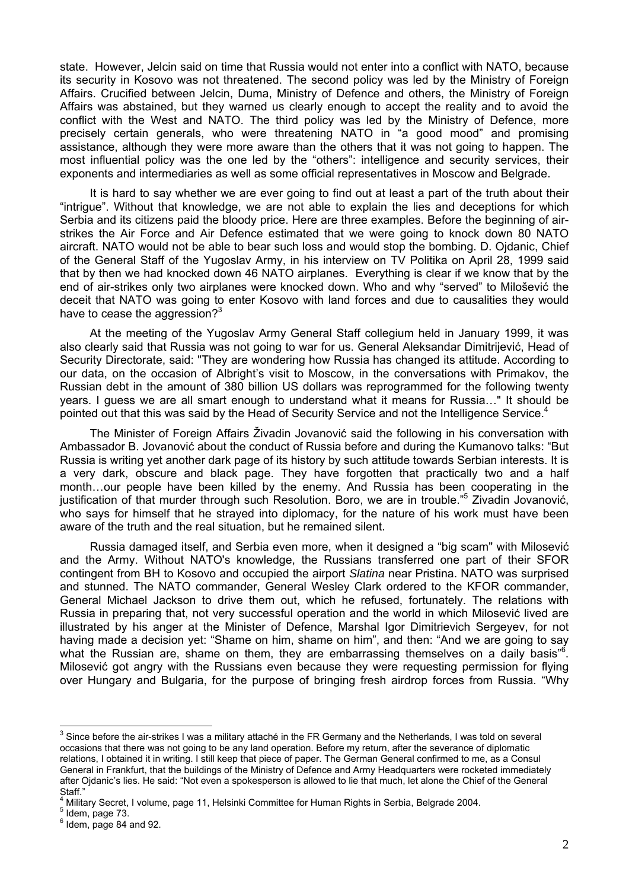state. However, Jelcin said on time that Russia would not enter into a conflict with NATO, because its security in Kosovo was not threatened. The second policy was led by the Ministry of Foreign Affairs. Crucified between Jelcin, Duma, Ministry of Defence and others, the Ministry of Foreign Affairs was abstained, but they warned us clearly enough to accept the reality and to avoid the conflict with the West and NATO. The third policy was led by the Ministry of Defence, more precisely certain generals, who were threatening NATO in "a good mood" and promising assistance, although they were more aware than the others that it was not going to happen. The most influential policy was the one led by the "others": intelligence and security services, their exponents and intermediaries as well as some official representatives in Moscow and Belgrade.

It is hard to say whether we are ever going to find out at least a part of the truth about their "intrigue". Without that knowledge, we are not able to explain the lies and deceptions for which Serbia and its citizens paid the bloody price. Here are three examples. Before the beginning of air-strikes the Air Force and Air Defence estimated that we were going to knock down 80 NATO aircraft. NATO would not be able to bear such loss and would stop the bombing. D. Ojdanic, Chief of the General Staff of the Yugoslav Army, in his interview on TV Politika on April 28, 1999 said that by then we had knocked down 46 NATO airplanes. Everything is clear if we know that by the end of air-strikes only two airplanes were knocked down. Who and why "served" to Milošević the deceit that NATO was going to enter Kosovo with land forces and due to causalities they would have to cease the aggression?[3]

At the meeting of the Yugoslav Army General Staff collegium held in January 1999, it was also clearly said that Russia was not going to war for us. General Aleksandar Dimitrijević, Head of Security Directorate, said: "They are wondering how Russia has changed its attitude. According to our data, on the occasion of Albright's visit to Moscow, in the conversations with Primakov, the Russian debt in the amount of 380 billion US dollars was reprogrammed for the following twenty years. I guess we are all smart enough to understand what it means for Russia…" It should be pointed out that this was said by the Head of Security Service and not the Intelligence Service.[4]

The Minister of Foreign Affairs Živadin Jovanović said the following in his conversation with Ambassador B. Jovanović about the conduct of Russia before and during the Kumanovo talks: "But Russia is writing yet another dark page of its history by such attitude towards Serbian interests. It is a very dark, obscure and black page. They have forgotten that practically two and a half month…our people have been killed by the enemy. And Russia has been cooperating in the justification of that murder through such Resolution. Boro, we are in trouble."[5] Zivadin Jovanović, who says for himself that he strayed into diplomacy, for the nature of his work must have been aware of the truth and the real situation, but he remained silent.

Russia damaged itself, and Serbia even more, when it designed a "big scam" with Milosević and the Army. Without NATO's knowledge, the Russians transferred one part of their SFOR contingent from BH to Kosovo and occupied the airport *Slatina* near Pristina. NATO was surprised and stunned. The NATO commander, General Wesley Clark ordered to the KFOR commander, General Michael Jackson to drive them out, which he refused, fortunately. The relations with Russia in preparing that, not very successful operation and the world in which Milosević lived are illustrated by his anger at the Minister of Defence, Marshal Igor Dimitrievich Sergeyev, for not having made a decision yet: "Shame on him, shame on him", and then: "And we are going to say what the Russian are, shame on them, they are embarrassing themselves on a daily basis"[6]. Milosević got angry with the Russians even because they were requesting permission for flying over Hungary and Bulgaria, for the purpose of bringing fresh airdrop forces from Russia. "Why

---

[3] Since before the air-strikes I was a military attaché in the FR Germany and the Netherlands, I was told on several occasions that there was not going to be any land operation. Before my return, after the severance of diplomatic relations, I obtained it in writing. I still keep that piece of paper. The German General confirmed to me, as a Consul General in Frankfurt, that the buildings of the Ministry of Defence and Army Headquarters were rocketed immediately after Ojdanic's lies. He said: "Not even a spokesperson is allowed to lie that much, let alone the Chief of the General Staff."

[4] Military Secret, I volume, page 11, Helsinki Committee for Human Rights in Serbia, Belgrade 2004.

[5] Idem, page 73.

[6] Idem, page 84 and 92.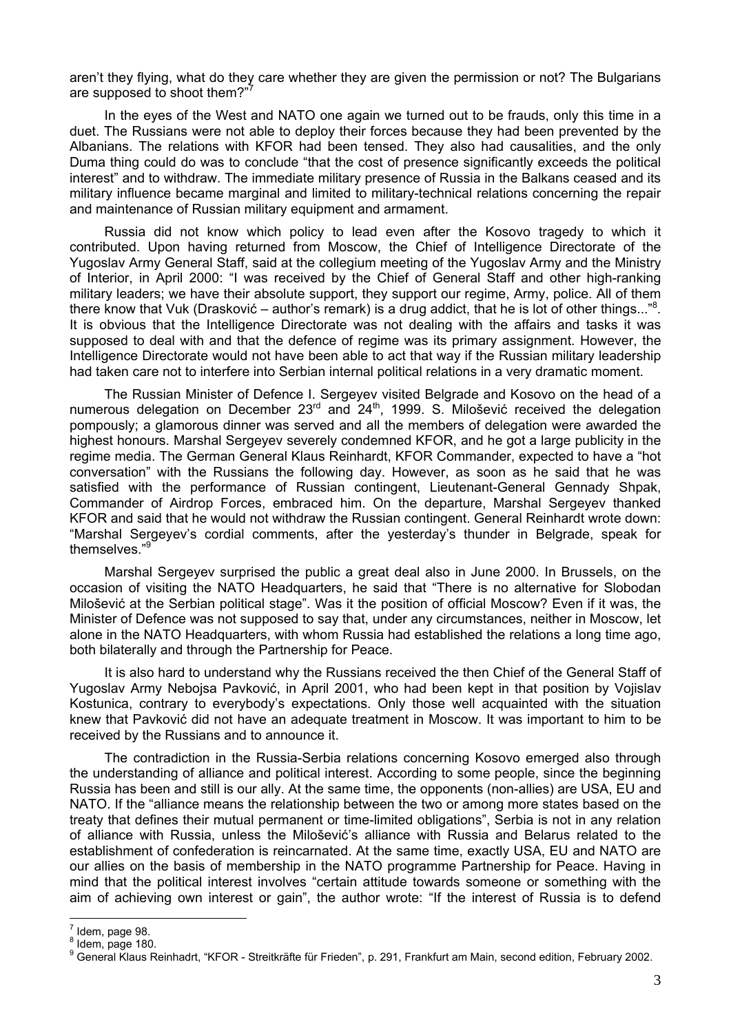aren't they flying, what do they care whether they are given the permission or not? The Bulgarians are supposed to shoot them?"[7]

In the eyes of the West and NATO one again we turned out to be frauds, only this time in a duet. The Russians were not able to deploy their forces because they had been prevented by the Albanians. The relations with KFOR had been tensed. They also had causalities, and the only Duma thing could do was to conclude "that the cost of presence significantly exceeds the political interest" and to withdraw. The immediate military presence of Russia in the Balkans ceased and its military influence became marginal and limited to military-technical relations concerning the repair and maintenance of Russian military equipment and armament.

Russia did not know which policy to lead even after the Kosovo tragedy to which it contributed. Upon having returned from Moscow, the Chief of Intelligence Directorate of the Yugoslav Army General Staff, said at the collegium meeting of the Yugoslav Army and the Ministry of Interior, in April 2000: "I was received by the Chief of General Staff and other high-ranking military leaders; we have their absolute support, they support our regime, Army, police. All of them there know that Vuk (Drasković – author's remark) is a drug addict, that he is lot of other things..."[8]. It is obvious that the Intelligence Directorate was not dealing with the affairs and tasks it was supposed to deal with and that the defence of regime was its primary assignment. However, the Intelligence Directorate would not have been able to act that way if the Russian military leadership had taken care not to interfere into Serbian internal political relations in a very dramatic moment.

The Russian Minister of Defence I. Sergeyev visited Belgrade and Kosovo on the head of a numerous delegation on December 23rd and 24th, 1999. S. Milošević received the delegation pompously; a glamorous dinner was served and all the members of delegation were awarded the highest honours. Marshal Sergeyev severely condemned KFOR, and he got a large publicity in the regime media. The German General Klaus Reinhardt, KFOR Commander, expected to have a "hot conversation" with the Russians the following day. However, as soon as he said that he was satisfied with the performance of Russian contingent, Lieutenant-General Gennady Shpak, Commander of Airdrop Forces, embraced him. On the departure, Marshal Sergeyev thanked KFOR and said that he would not withdraw the Russian contingent. General Reinhardt wrote down: "Marshal Sergeyev's cordial comments, after the yesterday's thunder in Belgrade, speak for themselves."[9]

Marshal Sergeyev surprised the public a great deal also in June 2000. In Brussels, on the occasion of visiting the NATO Headquarters, he said that "There is no alternative for Slobodan Milošević at the Serbian political stage". Was it the position of official Moscow? Even if it was, the Minister of Defence was not supposed to say that, under any circumstances, neither in Moscow, let alone in the NATO Headquarters, with whom Russia had established the relations a long time ago, both bilaterally and through the Partnership for Peace.

It is also hard to understand why the Russians received the then Chief of the General Staff of Yugoslav Army Nebojsa Pavković, in April 2001, who had been kept in that position by Vojislav Kostunica, contrary to everybody's expectations. Only those well acquainted with the situation knew that Pavković did not have an adequate treatment in Moscow. It was important to him to be received by the Russians and to announce it.

The contradiction in the Russia-Serbia relations concerning Kosovo emerged also through the understanding of alliance and political interest. According to some people, since the beginning Russia has been and still is our ally. At the same time, the opponents (non-allies) are USA, EU and NATO. If the "alliance means the relationship between the two or among more states based on the treaty that defines their mutual permanent or time-limited obligations", Serbia is not in any relation of alliance with Russia, unless the Milošević's alliance with Russia and Belarus related to the establishment of confederation is reincarnated. At the same time, exactly USA, EU and NATO are our allies on the basis of membership in the NATO programme Partnership for Peace. Having in mind that the political interest involves "certain attitude towards someone or something with the aim of achieving own interest or gain", the author wrote: "If the interest of Russia is to defend

---

[7] Idem, page 98.

[8] Idem, page 180.

[9] General Klaus Reinhadrt, "KFOR - Streitkräfte für Frieden", p. 291, Frankfurt am Main, second edition, February 2002.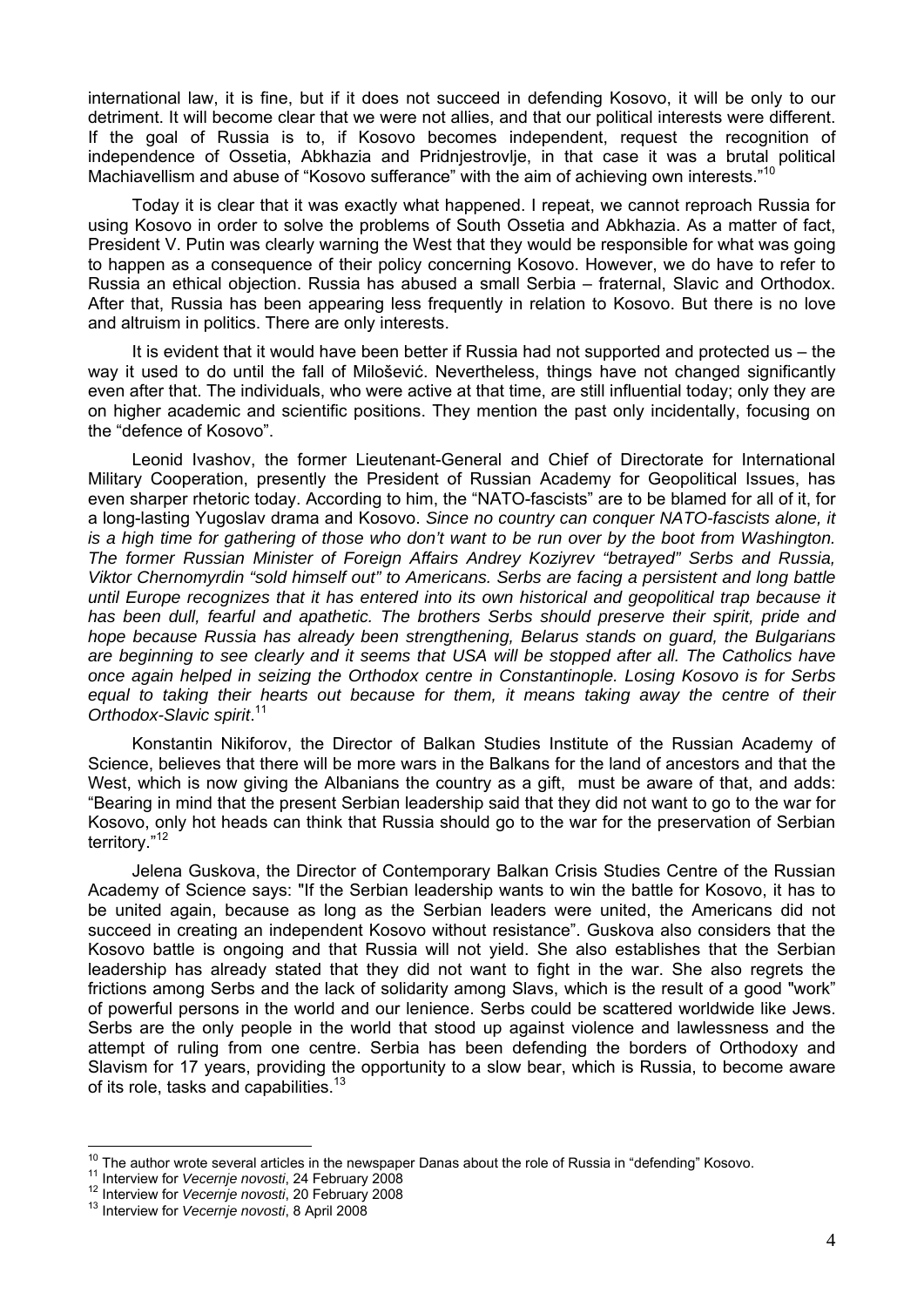international law, it is fine, but if it does not succeed in defending Kosovo, it will be only to our detriment. It will become clear that we were not allies, and that our political interests were different. If the goal of Russia is to, if Kosovo becomes independent, request the recognition of independence of Ossetia, Abkhazia and Pridnjestrovlje, in that case it was a brutal political Machiavellism and abuse of "Kosovo sufferance" with the aim of achieving own interests."[10]

Today it is clear that it was exactly what happened. I repeat, we cannot reproach Russia for using Kosovo in order to solve the problems of South Ossetia and Abkhazia. As a matter of fact, President V. Putin was clearly warning the West that they would be responsible for what was going to happen as a consequence of their policy concerning Kosovo. However, we do have to refer to Russia an ethical objection. Russia has abused a small Serbia – fraternal, Slavic and Orthodox. After that, Russia has been appearing less frequently in relation to Kosovo. But there is no love and altruism in politics. There are only interests.

It is evident that it would have been better if Russia had not supported and protected us – the way it used to do until the fall of Milošević. Nevertheless, things have not changed significantly even after that. The individuals, who were active at that time, are still influential today; only they are on higher academic and scientific positions. They mention the past only incidentally, focusing on the "defence of Kosovo".

Leonid Ivashov, the former Lieutenant-General and Chief of Directorate for International Military Cooperation, presently the President of Russian Academy for Geopolitical Issues, has even sharper rhetoric today. According to him, the "NATO-fascists" are to be blamed for all of it, for a long-lasting Yugoslav drama and Kosovo. *Since no country can conquer NATO-fascists alone, it is a high time for gathering of those who don't want to be run over by the boot from Washington. The former Russian Minister of Foreign Affairs Andrey Koziyrev "betrayed" Serbs and Russia, Viktor Chernomyrdin "sold himself out" to Americans. Serbs are facing a persistent and long battle until Europe recognizes that it has entered into its own historical and geopolitical trap because it has been dull, fearful and apathetic. The brothers Serbs should preserve their spirit, pride and hope because Russia has already been strengthening, Belarus stands on guard, the Bulgarians are beginning to see clearly and it seems that USA will be stopped after all. The Catholics have once again helped in seizing the Orthodox centre in Constantinople. Losing Kosovo is for Serbs equal to taking their hearts out because for them, it means taking away the centre of their Orthodox-Slavic spirit*.[11]

Konstantin Nikiforov, the Director of Balkan Studies Institute of the Russian Academy of Science, believes that there will be more wars in the Balkans for the land of ancestors and that the West, which is now giving the Albanians the country as a gift, must be aware of that, and adds: "Bearing in mind that the present Serbian leadership said that they did not want to go to the war for Kosovo, only hot heads can think that Russia should go to the war for the preservation of Serbian territory."[12]

Jelena Guskova, the Director of Contemporary Balkan Crisis Studies Centre of the Russian Academy of Science says: "If the Serbian leadership wants to win the battle for Kosovo, it has to be united again, because as long as the Serbian leaders were united, the Americans did not succeed in creating an independent Kosovo without resistance". Guskova also considers that the Kosovo battle is ongoing and that Russia will not yield. She also establishes that the Serbian leadership has already stated that they did not want to fight in the war. She also regrets the frictions among Serbs and the lack of solidarity among Slavs, which is the result of a good "work" of powerful persons in the world and our lenience. Serbs could be scattered worldwide like Jews. Serbs are the only people in the world that stood up against violence and lawlessness and the attempt of ruling from one centre. Serbia has been defending the borders of Orthodoxy and Slavism for 17 years, providing the opportunity to a slow bear, which is Russia, to become aware of its role, tasks and capabilities.[13]

---

[10] The author wrote several articles in the newspaper Danas about the role of Russia in "defending" Kosovo.

[11] Interview for *Vecernje novosti*, 24 February 2008

[12] Interview for *Vecernje novosti*, 20 February 2008

[13] Interview for *Vecernje novosti*, 8 April 2008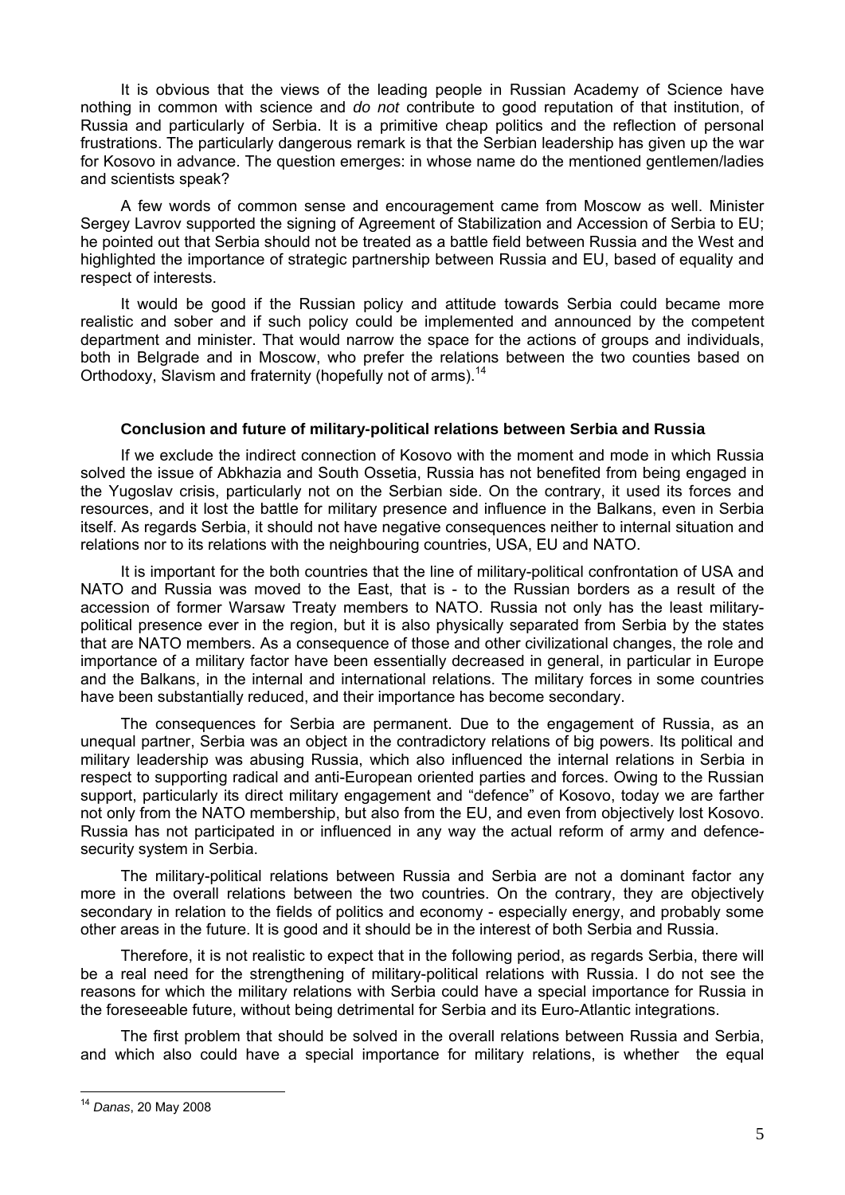It is obvious that the views of the leading people in Russian Academy of Science have nothing in common with science and *do not* contribute to good reputation of that institution, of Russia and particularly of Serbia. It is a primitive cheap politics and the reflection of personal frustrations. The particularly dangerous remark is that the Serbian leadership has given up the war for Kosovo in advance. The question emerges: in whose name do the mentioned gentlemen/ladies and scientists speak?

A few words of common sense and encouragement came from Moscow as well. Minister Sergey Lavrov supported the signing of Agreement of Stabilization and Accession of Serbia to EU; he pointed out that Serbia should not be treated as a battle field between Russia and the West and highlighted the importance of strategic partnership between Russia and EU, based of equality and respect of interests.

It would be good if the Russian policy and attitude towards Serbia could became more realistic and sober and if such policy could be implemented and announced by the competent department and minister. That would narrow the space for the actions of groups and individuals, both in Belgrade and in Moscow, who prefer the relations between the two counties based on Orthodoxy, Slavism and fraternity (hopefully not of arms).[14]

### Conclusion and future of military-political relations between Serbia and Russia

If we exclude the indirect connection of Kosovo with the moment and mode in which Russia solved the issue of Abkhazia and South Ossetia, Russia has not benefited from being engaged in the Yugoslav crisis, particularly not on the Serbian side. On the contrary, it used its forces and resources, and it lost the battle for military presence and influence in the Balkans, even in Serbia itself. As regards Serbia, it should not have negative consequences neither to internal situation and relations nor to its relations with the neighbouring countries, USA, EU and NATO.

It is important for the both countries that the line of military-political confrontation of USA and NATO and Russia was moved to the East, that is - to the Russian borders as a result of the accession of former Warsaw Treaty members to NATO. Russia not only has the least military-political presence ever in the region, but it is also physically separated from Serbia by the states that are NATO members. As a consequence of those and other civilizational changes, the role and importance of a military factor have been essentially decreased in general, in particular in Europe and the Balkans, in the internal and international relations. The military forces in some countries have been substantially reduced, and their importance has become secondary.

The consequences for Serbia are permanent. Due to the engagement of Russia, as an unequal partner, Serbia was an object in the contradictory relations of big powers. Its political and military leadership was abusing Russia, which also influenced the internal relations in Serbia in respect to supporting radical and anti-European oriented parties and forces. Owing to the Russian support, particularly its direct military engagement and "defence" of Kosovo, today we are farther not only from the NATO membership, but also from the EU, and even from objectively lost Kosovo. Russia has not participated in or influenced in any way the actual reform of army and defence-security system in Serbia.

The military-political relations between Russia and Serbia are not a dominant factor any more in the overall relations between the two countries. On the contrary, they are objectively secondary in relation to the fields of politics and economy - especially energy, and probably some other areas in the future. It is good and it should be in the interest of both Serbia and Russia.

Therefore, it is not realistic to expect that in the following period, as regards Serbia, there will be a real need for the strengthening of military-political relations with Russia. I do not see the reasons for which the military relations with Serbia could have a special importance for Russia in the foreseeable future, without being detrimental for Serbia and its Euro-Atlantic integrations.

The first problem that should be solved in the overall relations between Russia and Serbia, and which also could have a special importance for military relations, is whether the equal

[14] *Danas*, 20 May 2008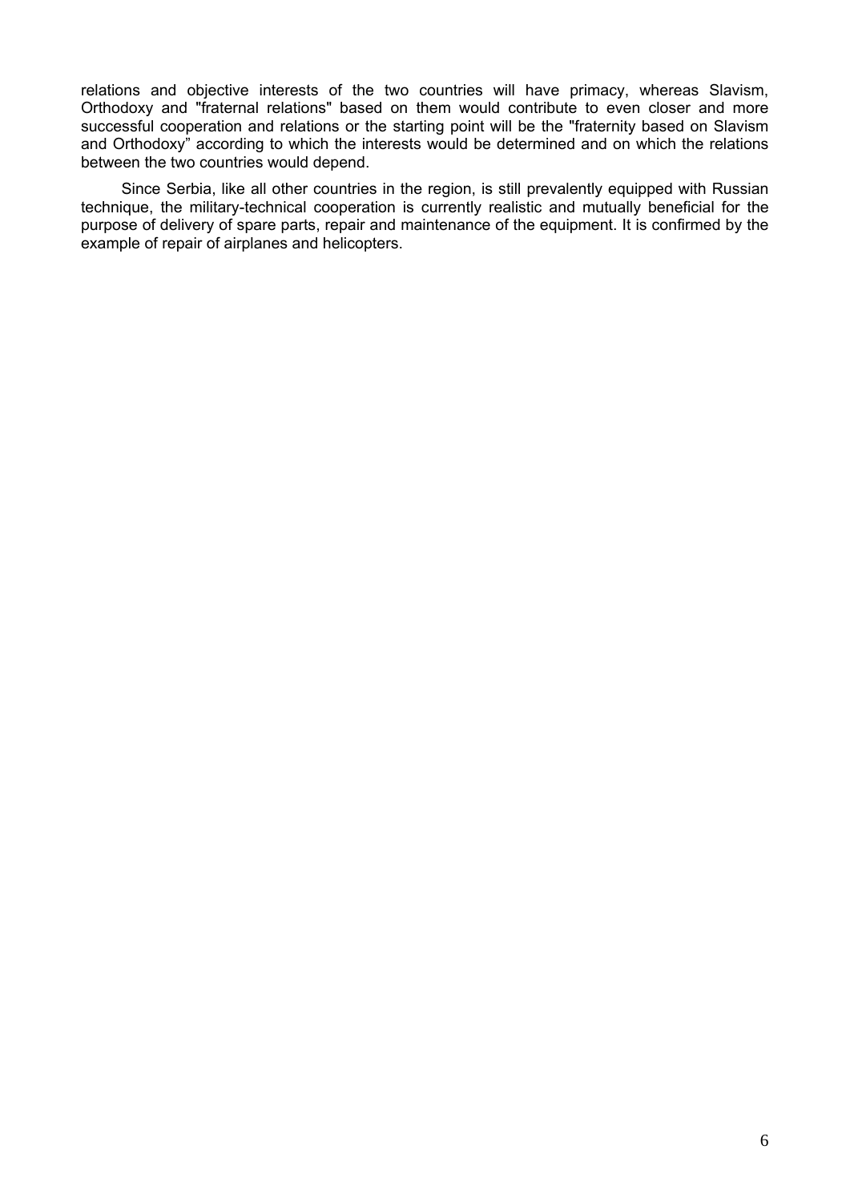relations and objective interests of the two countries will have primacy, whereas Slavism, Orthodoxy and "fraternal relations" based on them would contribute to even closer and more successful cooperation and relations or the starting point will be the "fraternity based on Slavism and Orthodoxy" according to which the interests would be determined and on which the relations between the two countries would depend.

Since Serbia, like all other countries in the region, is still prevalently equipped with Russian technique, the military-technical cooperation is currently realistic and mutually beneficial for the purpose of delivery of spare parts, repair and maintenance of the equipment. It is confirmed by the example of repair of airplanes and helicopters.